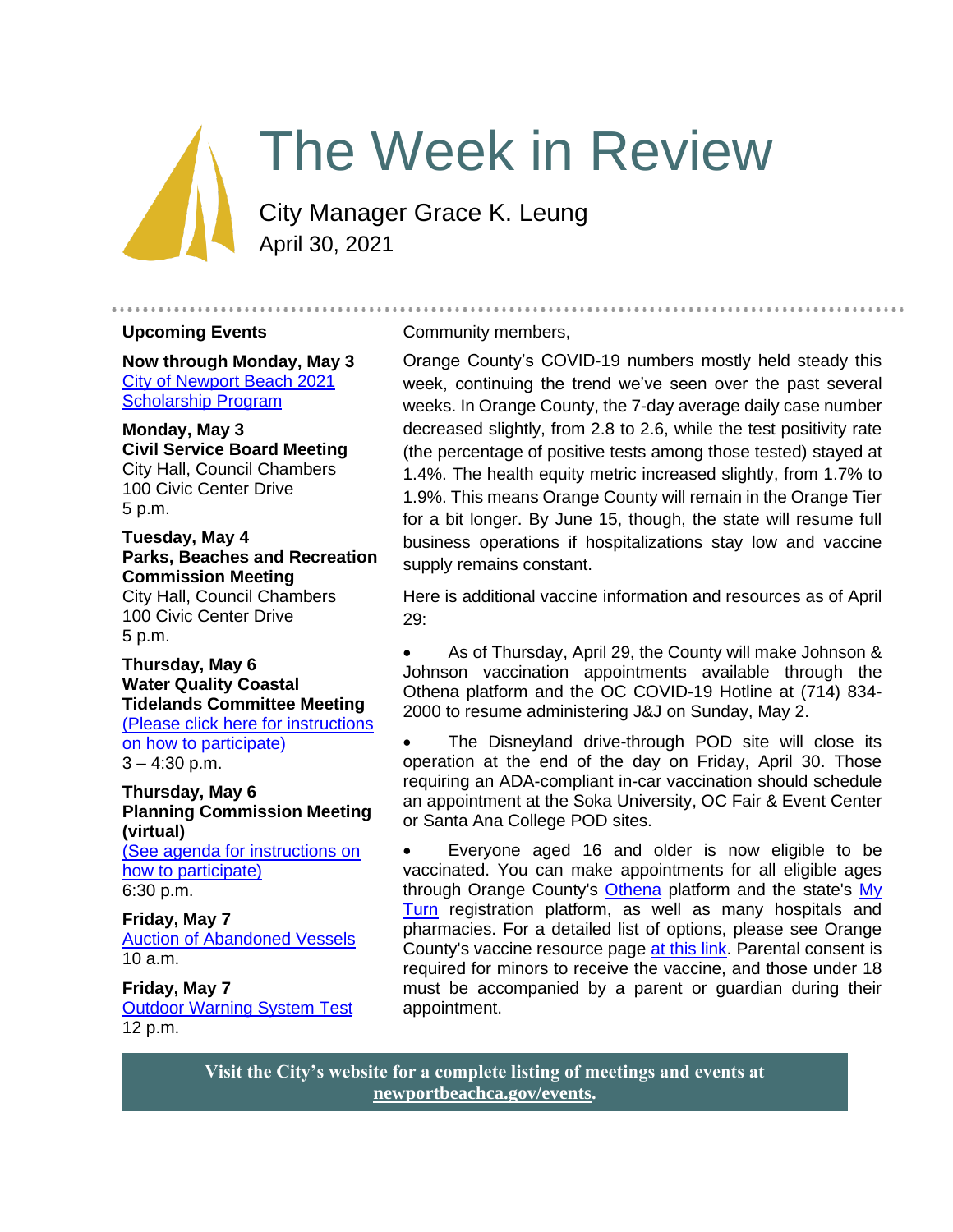# The Week in Review

City Manager Grace K. Leung
April 30, 2021

## Upcoming Events

**Now through Monday, May 3**
City of Newport Beach 2021 Scholarship Program

**Monday, May 3**
**Civil Service Board Meeting**
City Hall, Council Chambers
100 Civic Center Drive
5 p.m.

**Tuesday, May 4**
**Parks, Beaches and Recreation Commission Meeting**
City Hall, Council Chambers
100 Civic Center Drive
5 p.m.

**Thursday, May 6**
**Water Quality Coastal Tidelands Committee Meeting**
(Please click here for instructions on how to participate)
3 – 4:30 p.m.

**Thursday, May 6**
**Planning Commission Meeting (virtual)**
(See agenda for instructions on how to participate)
6:30 p.m.

**Friday, May 7**
Auction of Abandoned Vessels
10 a.m.

**Friday, May 7**
Outdoor Warning System Test
12 p.m.

---

Community members,

Orange County's COVID-19 numbers mostly held steady this week, continuing the trend we've seen over the past several weeks. In Orange County, the 7-day average daily case number decreased slightly, from 2.8 to 2.6, while the test positivity rate (the percentage of positive tests among those tested) stayed at 1.4%. The health equity metric increased slightly, from 1.7% to 1.9%. This means Orange County will remain in the Orange Tier for a bit longer. By June 15, though, the state will resume full business operations if hospitalizations stay low and vaccine supply remains constant.

Here is additional vaccine information and resources as of April 29:

- As of Thursday, April 29, the County will make Johnson & Johnson vaccination appointments available through the Othena platform and the OC COVID-19 Hotline at (714) 834-2000 to resume administering J&J on Sunday, May 2.
- The Disneyland drive-through POD site will close its operation at the end of the day on Friday, April 30. Those requiring an ADA-compliant in-car vaccination should schedule an appointment at the Soka University, OC Fair & Event Center or Santa Ana College POD sites.
- Everyone aged 16 and older is now eligible to be vaccinated. You can make appointments for all eligible ages through Orange County's Othena platform and the state's My Turn registration platform, as well as many hospitals and pharmacies. For a detailed list of options, please see Orange County's vaccine resource page at this link. Parental consent is required for minors to receive the vaccine, and those under 18 must be accompanied by a parent or guardian during their appointment.

**Visit the City's website for a complete listing of meetings and events at newportbeachca.gov/events.**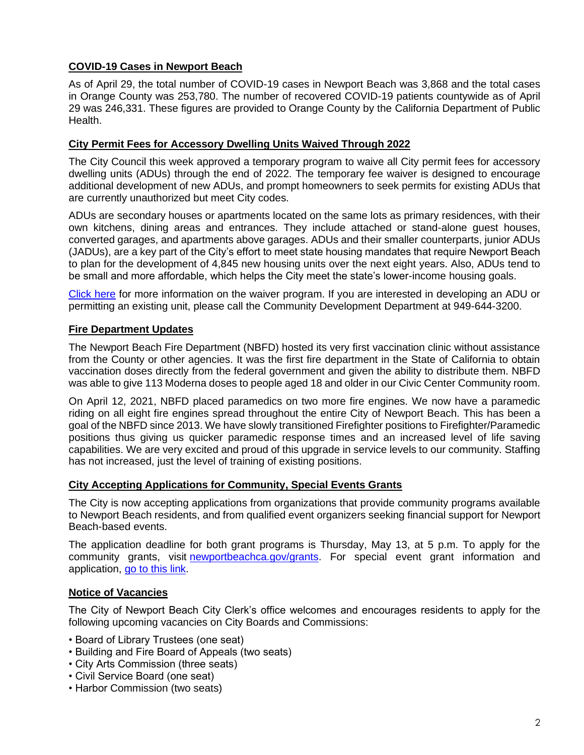## COVID-19 Cases in Newport Beach

As of April 29, the total number of COVID-19 cases in Newport Beach was 3,868 and the total cases in Orange County was 253,780. The number of recovered COVID-19 patients countywide as of April 29 was 246,331. These figures are provided to Orange County by the California Department of Public Health.

## City Permit Fees for Accessory Dwelling Units Waived Through 2022

The City Council this week approved a temporary program to waive all City permit fees for accessory dwelling units (ADUs) through the end of 2022. The temporary fee waiver is designed to encourage additional development of new ADUs, and prompt homeowners to seek permits for existing ADUs that are currently unauthorized but meet City codes.

ADUs are secondary houses or apartments located on the same lots as primary residences, with their own kitchens, dining areas and entrances. They include attached or stand-alone guest houses, converted garages, and apartments above garages. ADUs and their smaller counterparts, junior ADUs (JADUs), are a key part of the City's effort to meet state housing mandates that require Newport Beach to plan for the development of 4,845 new housing units over the next eight years. Also, ADUs tend to be small and more affordable, which helps the City meet the state's lower-income housing goals.

Click here for more information on the waiver program. If you are interested in developing an ADU or permitting an existing unit, please call the Community Development Department at 949-644-3200.

## Fire Department Updates

The Newport Beach Fire Department (NBFD) hosted its very first vaccination clinic without assistance from the County or other agencies. It was the first fire department in the State of California to obtain vaccination doses directly from the federal government and given the ability to distribute them. NBFD was able to give 113 Moderna doses to people aged 18 and older in our Civic Center Community room.

On April 12, 2021, NBFD placed paramedics on two more fire engines. We now have a paramedic riding on all eight fire engines spread throughout the entire City of Newport Beach. This has been a goal of the NBFD since 2013. We have slowly transitioned Firefighter positions to Firefighter/Paramedic positions thus giving us quicker paramedic response times and an increased level of life saving capabilities. We are very excited and proud of this upgrade in service levels to our community. Staffing has not increased, just the level of training of existing positions.

## City Accepting Applications for Community, Special Events Grants

The City is now accepting applications from organizations that provide community programs available to Newport Beach residents, and from qualified event organizers seeking financial support for Newport Beach-based events.

The application deadline for both grant programs is Thursday, May 13, at 5 p.m. To apply for the community grants, visit newportbeachca.gov/grants. For special event grant information and application, go to this link.

## Notice of Vacancies

The City of Newport Beach City Clerk's office welcomes and encourages residents to apply for the following upcoming vacancies on City Boards and Commissions:

- Board of Library Trustees (one seat)
- Building and Fire Board of Appeals (two seats)
- City Arts Commission (three seats)
- Civil Service Board (one seat)
- Harbor Commission (two seats)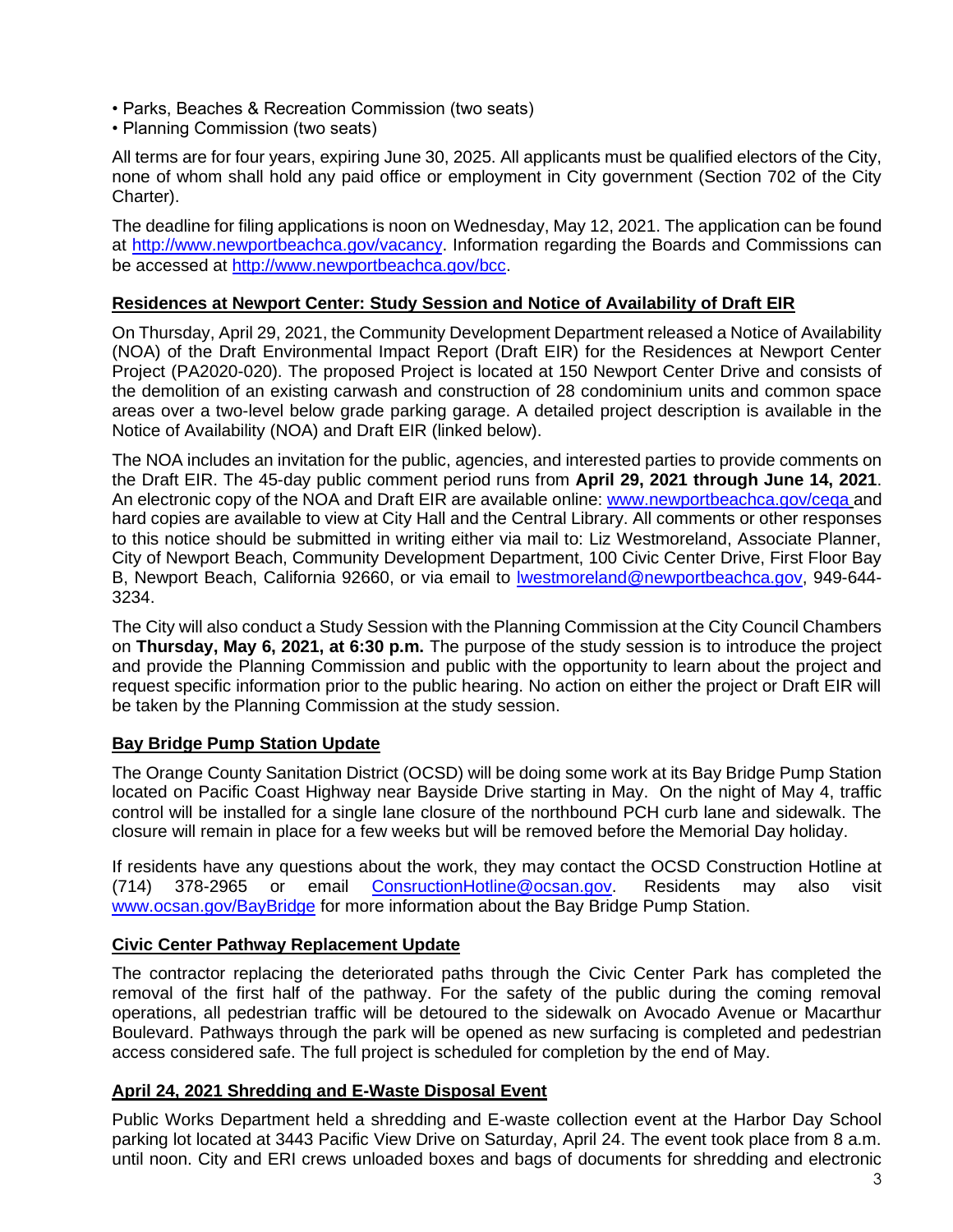- Parks, Beaches & Recreation Commission (two seats)
- Planning Commission (two seats)

All terms are for four years, expiring June 30, 2025. All applicants must be qualified electors of the City, none of whom shall hold any paid office or employment in City government (Section 702 of the City Charter).

The deadline for filing applications is noon on Wednesday, May 12, 2021. The application can be found at [http://www.newportbeachca.gov/vacancy](http://www.newportbeachca.gov/vacancy). Information regarding the Boards and Commissions can be accessed at [http://www.newportbeachca.gov/bcc](http://www.newportbeachca.gov/bcc).

## Residences at Newport Center: Study Session and Notice of Availability of Draft EIR

On Thursday, April 29, 2021, the Community Development Department released a Notice of Availability (NOA) of the Draft Environmental Impact Report (Draft EIR) for the Residences at Newport Center Project (PA2020-020). The proposed Project is located at 150 Newport Center Drive and consists of the demolition of an existing carwash and construction of 28 condominium units and common space areas over a two-level below grade parking garage. A detailed project description is available in the Notice of Availability (NOA) and Draft EIR (linked below).

The NOA includes an invitation for the public, agencies, and interested parties to provide comments on the Draft EIR. The 45-day public comment period runs from **April 29, 2021 through June 14, 2021**. An electronic copy of the NOA and Draft EIR are available online: [www.newportbeachca.gov/ceqa](www.newportbeachca.gov/ceqa) and hard copies are available to view at City Hall and the Central Library. All comments or other responses to this notice should be submitted in writing either via mail to: Liz Westmoreland, Associate Planner, City of Newport Beach, Community Development Department, 100 Civic Center Drive, First Floor Bay B, Newport Beach, California 92660, or via email to [lwestmoreland@newportbeachca.gov](mailto:lwestmoreland@newportbeachca.gov), 949-644-3234.

The City will also conduct a Study Session with the Planning Commission at the City Council Chambers on **Thursday, May 6, 2021, at 6:30 p.m.** The purpose of the study session is to introduce the project and provide the Planning Commission and public with the opportunity to learn about the project and request specific information prior to the public hearing. No action on either the project or Draft EIR will be taken by the Planning Commission at the study session.

## Bay Bridge Pump Station Update

The Orange County Sanitation District (OCSD) will be doing some work at its Bay Bridge Pump Station located on Pacific Coast Highway near Bayside Drive starting in May. On the night of May 4, traffic control will be installed for a single lane closure of the northbound PCH curb lane and sidewalk. The closure will remain in place for a few weeks but will be removed before the Memorial Day holiday.

If residents have any questions about the work, they may contact the OCSD Construction Hotline at (714) 378-2965 or email [ConsructionHotline@ocsan.gov](mailto:ConsructionHotline@ocsan.gov). Residents may also visit [www.ocsan.gov/BayBridge](www.ocsan.gov/BayBridge) for more information about the Bay Bridge Pump Station.

## Civic Center Pathway Replacement Update

The contractor replacing the deteriorated paths through the Civic Center Park has completed the removal of the first half of the pathway. For the safety of the public during the coming removal operations, all pedestrian traffic will be detoured to the sidewalk on Avocado Avenue or Macarthur Boulevard. Pathways through the park will be opened as new surfacing is completed and pedestrian access considered safe. The full project is scheduled for completion by the end of May.

## April 24, 2021 Shredding and E-Waste Disposal Event

Public Works Department held a shredding and E-waste collection event at the Harbor Day School parking lot located at 3443 Pacific View Drive on Saturday, April 24. The event took place from 8 a.m. until noon. City and ERI crews unloaded boxes and bags of documents for shredding and electronic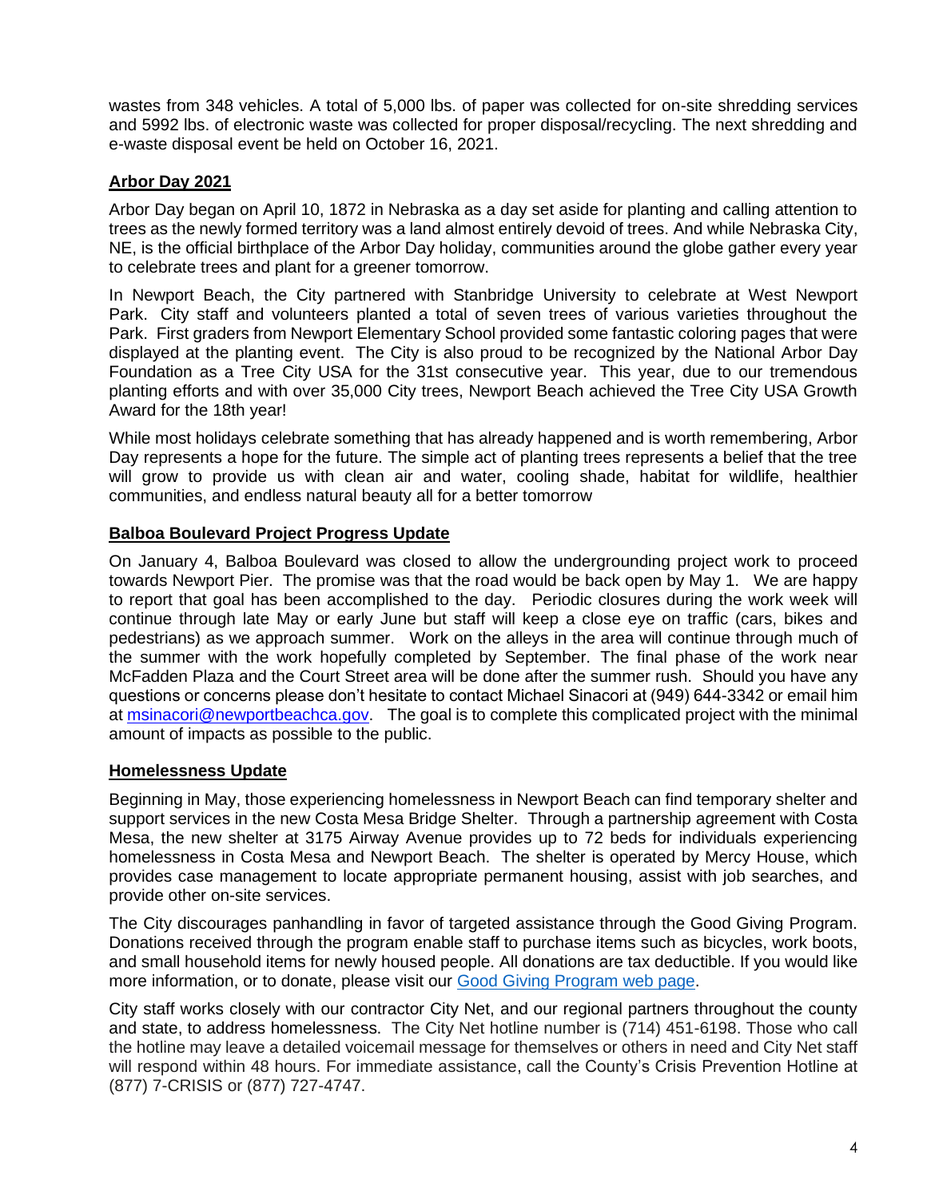wastes from 348 vehicles. A total of 5,000 lbs. of paper was collected for on-site shredding services and 5992 lbs. of electronic waste was collected for proper disposal/recycling. The next shredding and e-waste disposal event be held on October 16, 2021.

## Arbor Day 2021

Arbor Day began on April 10, 1872 in Nebraska as a day set aside for planting and calling attention to trees as the newly formed territory was a land almost entirely devoid of trees. And while Nebraska City, NE, is the official birthplace of the Arbor Day holiday, communities around the globe gather every year to celebrate trees and plant for a greener tomorrow.

In Newport Beach, the City partnered with Stanbridge University to celebrate at West Newport Park. City staff and volunteers planted a total of seven trees of various varieties throughout the Park. First graders from Newport Elementary School provided some fantastic coloring pages that were displayed at the planting event. The City is also proud to be recognized by the National Arbor Day Foundation as a Tree City USA for the 31st consecutive year. This year, due to our tremendous planting efforts and with over 35,000 City trees, Newport Beach achieved the Tree City USA Growth Award for the 18th year!

While most holidays celebrate something that has already happened and is worth remembering, Arbor Day represents a hope for the future. The simple act of planting trees represents a belief that the tree will grow to provide us with clean air and water, cooling shade, habitat for wildlife, healthier communities, and endless natural beauty all for a better tomorrow

## Balboa Boulevard Project Progress Update

On January 4, Balboa Boulevard was closed to allow the undergrounding project work to proceed towards Newport Pier. The promise was that the road would be back open by May 1. We are happy to report that goal has been accomplished to the day. Periodic closures during the work week will continue through late May or early June but staff will keep a close eye on traffic (cars, bikes and pedestrians) as we approach summer. Work on the alleys in the area will continue through much of the summer with the work hopefully completed by September. The final phase of the work near McFadden Plaza and the Court Street area will be done after the summer rush. Should you have any questions or concerns please don't hesitate to contact Michael Sinacori at (949) 644-3342 or email him at [msinacori@newportbeachca.gov](mailto:msinacori@newportbeachca.gov). The goal is to complete this complicated project with the minimal amount of impacts as possible to the public.

## Homelessness Update

Beginning in May, those experiencing homelessness in Newport Beach can find temporary shelter and support services in the new Costa Mesa Bridge Shelter. Through a partnership agreement with Costa Mesa, the new shelter at 3175 Airway Avenue provides up to 72 beds for individuals experiencing homelessness in Costa Mesa and Newport Beach. The shelter is operated by Mercy House, which provides case management to locate appropriate permanent housing, assist with job searches, and provide other on-site services.

The City discourages panhandling in favor of targeted assistance through the Good Giving Program. Donations received through the program enable staff to purchase items such as bicycles, work boots, and small household items for newly housed people. All donations are tax deductible. If you would like more information, or to donate, please visit our Good Giving Program web page.

City staff works closely with our contractor City Net, and our regional partners throughout the county and state, to address homelessness. The City Net hotline number is (714) 451-6198. Those who call the hotline may leave a detailed voicemail message for themselves or others in need and City Net staff will respond within 48 hours. For immediate assistance, call the County's Crisis Prevention Hotline at (877) 7-CRISIS or (877) 727-4747.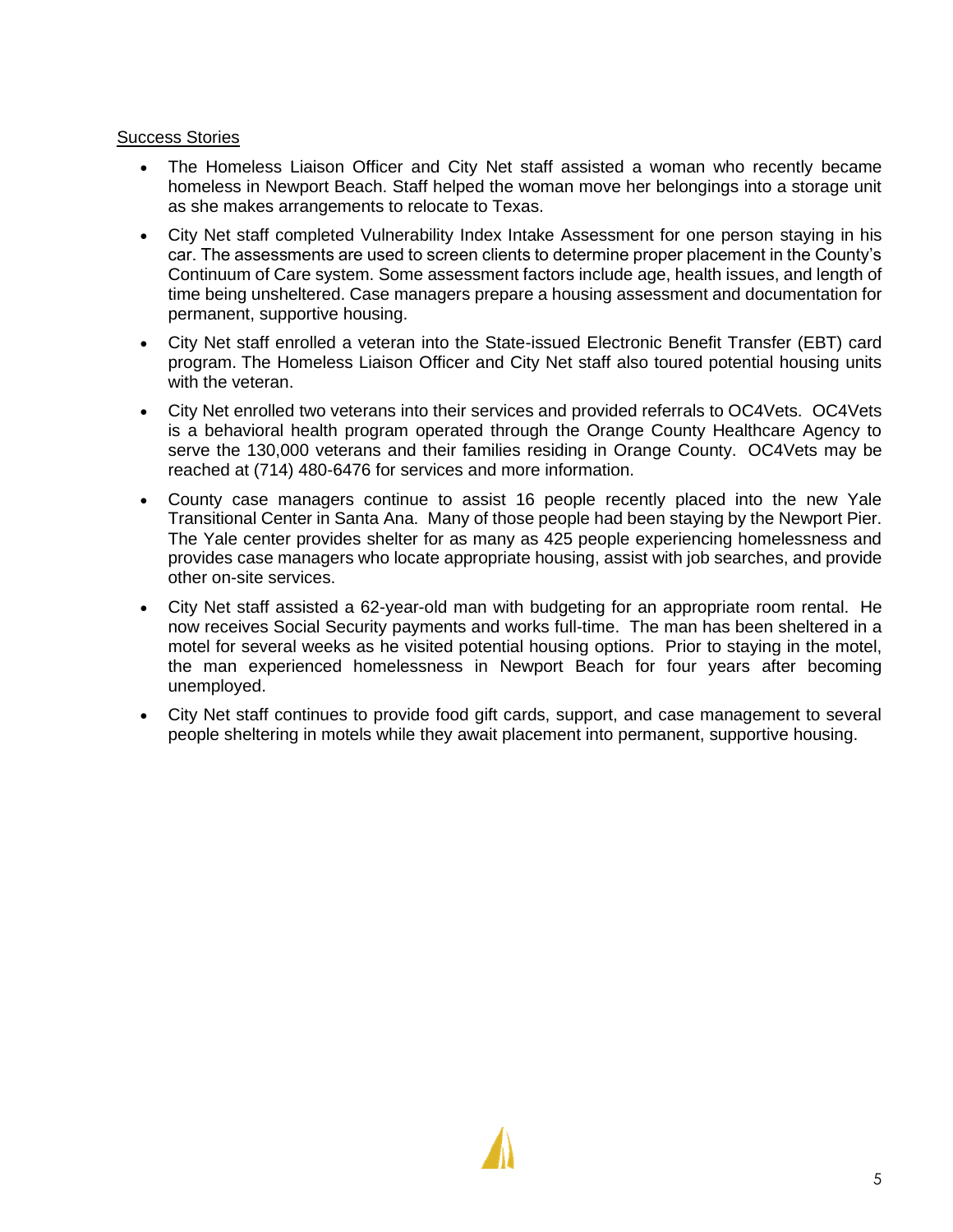<u>Success Stories</u>

- The Homeless Liaison Officer and City Net staff assisted a woman who recently became homeless in Newport Beach. Staff helped the woman move her belongings into a storage unit as she makes arrangements to relocate to Texas.
- City Net staff completed Vulnerability Index Intake Assessment for one person staying in his car. The assessments are used to screen clients to determine proper placement in the County's Continuum of Care system. Some assessment factors include age, health issues, and length of time being unsheltered. Case managers prepare a housing assessment and documentation for permanent, supportive housing.
- City Net staff enrolled a veteran into the State-issued Electronic Benefit Transfer (EBT) card program. The Homeless Liaison Officer and City Net staff also toured potential housing units with the veteran.
- City Net enrolled two veterans into their services and provided referrals to OC4Vets. OC4Vets is a behavioral health program operated through the Orange County Healthcare Agency to serve the 130,000 veterans and their families residing in Orange County. OC4Vets may be reached at (714) 480-6476 for services and more information.
- County case managers continue to assist 16 people recently placed into the new Yale Transitional Center in Santa Ana. Many of those people had been staying by the Newport Pier. The Yale center provides shelter for as many as 425 people experiencing homelessness and provides case managers who locate appropriate housing, assist with job searches, and provide other on-site services.
- City Net staff assisted a 62-year-old man with budgeting for an appropriate room rental. He now receives Social Security payments and works full-time. The man has been sheltered in a motel for several weeks as he visited potential housing options. Prior to staying in the motel, the man experienced homelessness in Newport Beach for four years after becoming unemployed.
- City Net staff continues to provide food gift cards, support, and case management to several people sheltering in motels while they await placement into permanent, supportive housing.